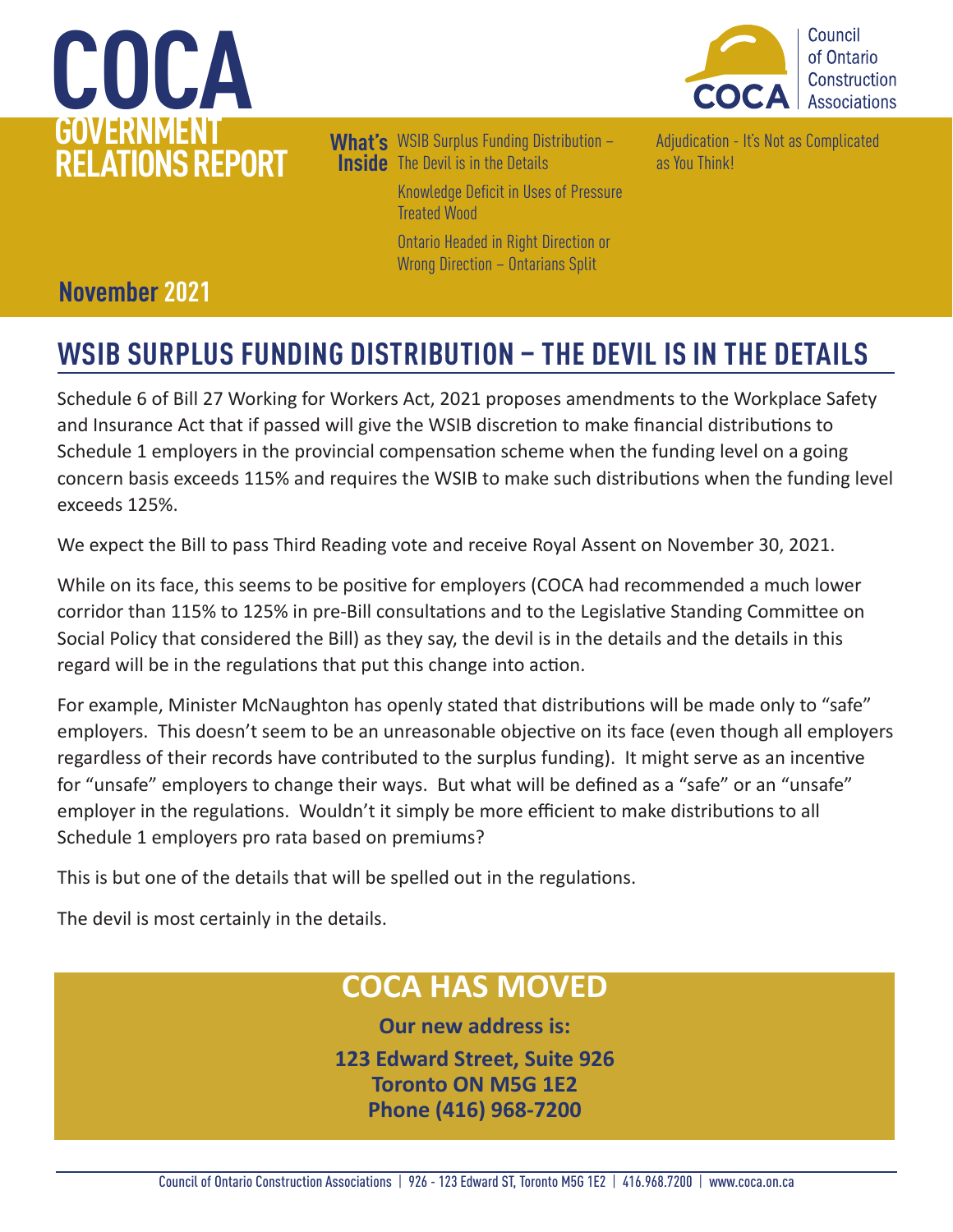# COCA GOVERNMENT RELATIONS REPORT

Council of Ontario Construction Associations

**What's Inside**

- WSIB Surplus Funding Distribution – The Devil is in the Details
- Knowledge Deficit in Uses of Pressure Treated Wood
- Ontario Headed in Right Direction or Wrong Direction – Ontarians Split
- Adjudication - It's Not as Complicated as You Think!

**November 2021**

## WSIB SURPLUS FUNDING DISTRIBUTION – THE DEVIL IS IN THE DETAILS

Schedule 6 of Bill 27 Working for Workers Act, 2021 proposes amendments to the Workplace Safety and Insurance Act that if passed will give the WSIB discretion to make financial distributions to Schedule 1 employers in the provincial compensation scheme when the funding level on a going concern basis exceeds 115% and requires the WSIB to make such distributions when the funding level exceeds 125%.

We expect the Bill to pass Third Reading vote and receive Royal Assent on November 30, 2021.

While on its face, this seems to be positive for employers (COCA had recommended a much lower corridor than 115% to 125% in pre-Bill consultations and to the Legislative Standing Committee on Social Policy that considered the Bill) as they say, the devil is in the details and the details in this regard will be in the regulations that put this change into action.

For example, Minister McNaughton has openly stated that distributions will be made only to "safe" employers. This doesn't seem to be an unreasonable objective on its face (even though all employers regardless of their records have contributed to the surplus funding). It might serve as an incentive for "unsafe" employers to change their ways. But what will be defined as a "safe" or an "unsafe" employer in the regulations. Wouldn't it simply be more efficient to make distributions to all Schedule 1 employers pro rata based on premiums?

This is but one of the details that will be spelled out in the regulations.

The devil is most certainly in the details.

## COCA HAS MOVED

**Our new address is:**

**123 Edward Street, Suite 926**
**Toronto ON M5G 1E2**
**Phone (416) 968-7200**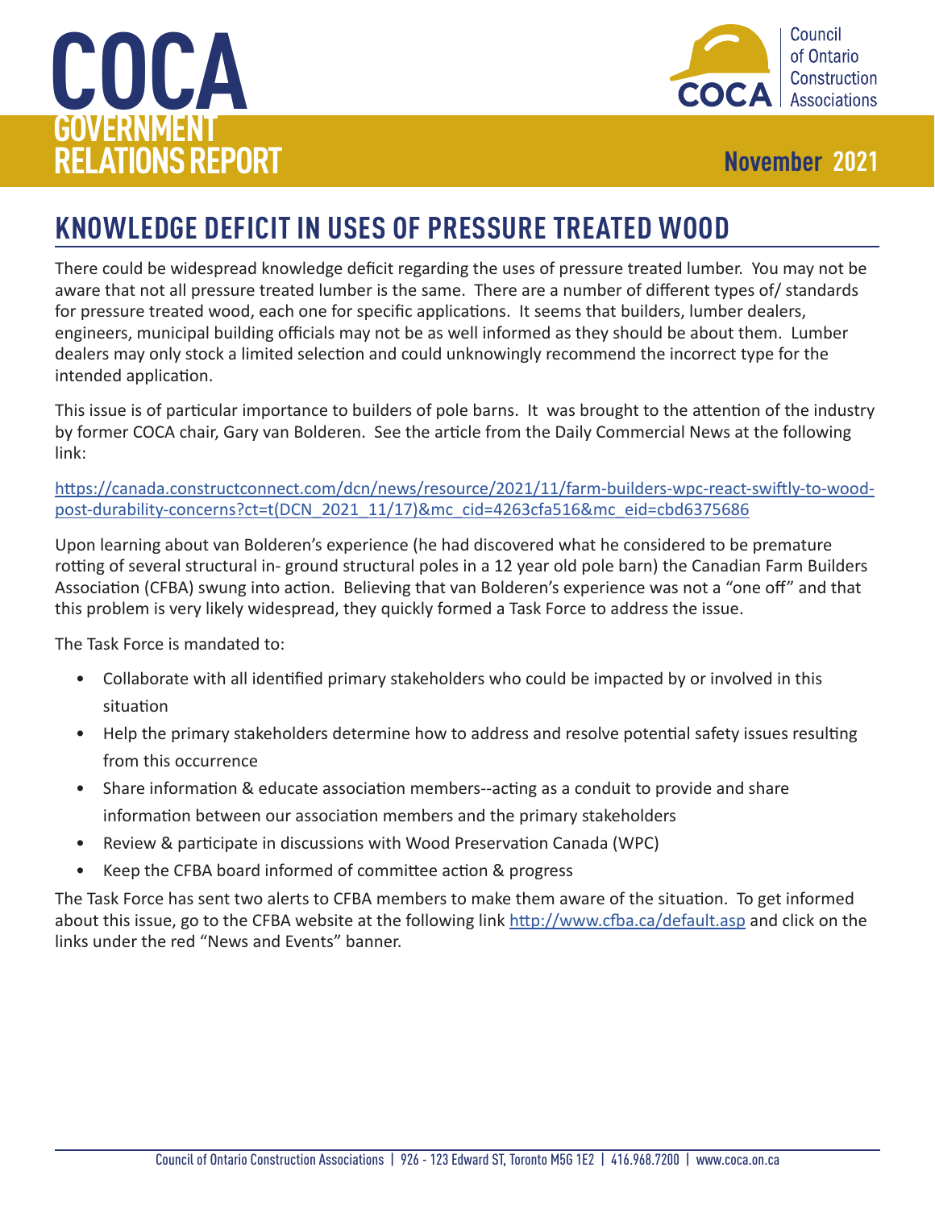# COCA GOVERNMENT RELATIONS REPORT

**November 2021**

## KNOWLEDGE DEFICIT IN USES OF PRESSURE TREATED WOOD

There could be widespread knowledge deficit regarding the uses of pressure treated lumber. You may not be aware that not all pressure treated lumber is the same. There are a number of different types of/ standards for pressure treated wood, each one for specific applications. It seems that builders, lumber dealers, engineers, municipal building officials may not be as well informed as they should be about them. Lumber dealers may only stock a limited selection and could unknowingly recommend the incorrect type for the intended application.

This issue is of particular importance to builders of pole barns. It was brought to the attention of the industry by former COCA chair, Gary van Bolderen. See the article from the Daily Commercial News at the following link:

https://canada.constructconnect.com/dcn/news/resource/2021/11/farm-builders-wpc-react-swiftly-to-wood-post-durability-concerns?ct=t(DCN_2021_11/17)&mc_cid=4263cfa516&mc_eid=cbd6375686

Upon learning about van Bolderen's experience (he had discovered what he considered to be premature rotting of several structural in- ground structural poles in a 12 year old pole barn) the Canadian Farm Builders Association (CFBA) swung into action. Believing that van Bolderen's experience was not a "one off" and that this problem is very likely widespread, they quickly formed a Task Force to address the issue.

The Task Force is mandated to:

- Collaborate with all identified primary stakeholders who could be impacted by or involved in this situation
- Help the primary stakeholders determine how to address and resolve potential safety issues resulting from this occurrence
- Share information & educate association members--acting as a conduit to provide and share information between our association members and the primary stakeholders
- Review & participate in discussions with Wood Preservation Canada (WPC)
- Keep the CFBA board informed of committee action & progress

The Task Force has sent two alerts to CFBA members to make them aware of the situation. To get informed about this issue, go to the CFBA website at the following link http://www.cfba.ca/default.asp and click on the links under the red "News and Events" banner.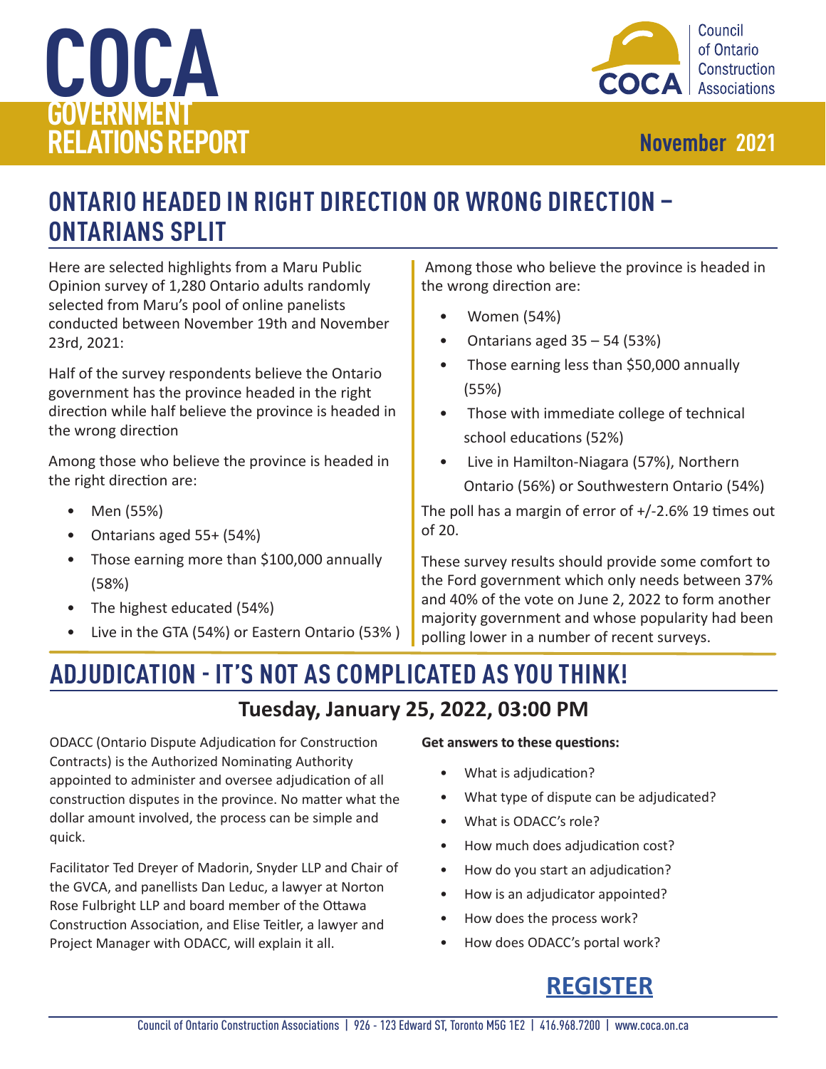# COCA GOVERNMENT RELATIONS REPORT

Council of Ontario Construction Associations

November 2021

## ONTARIO HEADED IN RIGHT DIRECTION OR WRONG DIRECTION – ONTARIANS SPLIT

Here are selected highlights from a Maru Public Opinion survey of 1,280 Ontario adults randomly selected from Maru's pool of online panelists conducted between November 19th and November 23rd, 2021:

Half of the survey respondents believe the Ontario government has the province headed in the right direction while half believe the province is headed in the wrong direction

Among those who believe the province is headed in the right direction are:

- Men (55%)
- Ontarians aged 55+ (54%)
- Those earning more than $100,000 annually (58%)
- The highest educated (54%)
- Live in the GTA (54%) or Eastern Ontario (53% )

Among those who believe the province is headed in the wrong direction are:

- Women (54%)
- Ontarians aged 35 – 54 (53%)
- Those earning less than $50,000 annually (55%)
- Those with immediate college of technical school educations (52%)
- Live in Hamilton-Niagara (57%), Northern Ontario (56%) or Southwestern Ontario (54%)

The poll has a margin of error of +/-2.6% 19 times out of 20.

These survey results should provide some comfort to the Ford government which only needs between 37% and 40% of the vote on June 2, 2022 to form another majority government and whose popularity had been polling lower in a number of recent surveys.

## ADJUDICATION - IT'S NOT AS COMPLICATED AS YOU THINK!

### Tuesday, January 25, 2022, 03:00 PM

ODACC (Ontario Dispute Adjudication for Construction Contracts) is the Authorized Nominating Authority appointed to administer and oversee adjudication of all construction disputes in the province. No matter what the dollar amount involved, the process can be simple and quick.

Facilitator Ted Dreyer of Madorin, Snyder LLP and Chair of the GVCA, and panellists Dan Leduc, a lawyer at Norton Rose Fulbright LLP and board member of the Ottawa Construction Association, and Elise Teitler, a lawyer and Project Manager with ODACC, will explain it all.

**Get answers to these questions:**

- What is adjudication?
- What type of dispute can be adjudicated?
- What is ODACC's role?
- How much does adjudication cost?
- How do you start an adjudication?
- How is an adjudicator appointed?
- How does the process work?
- How does ODACC's portal work?

**REGISTER**

Council of Ontario Construction Associations | 926 - 123 Edward ST, Toronto M5G 1E2 | 416.968.7200 | www.coca.on.ca